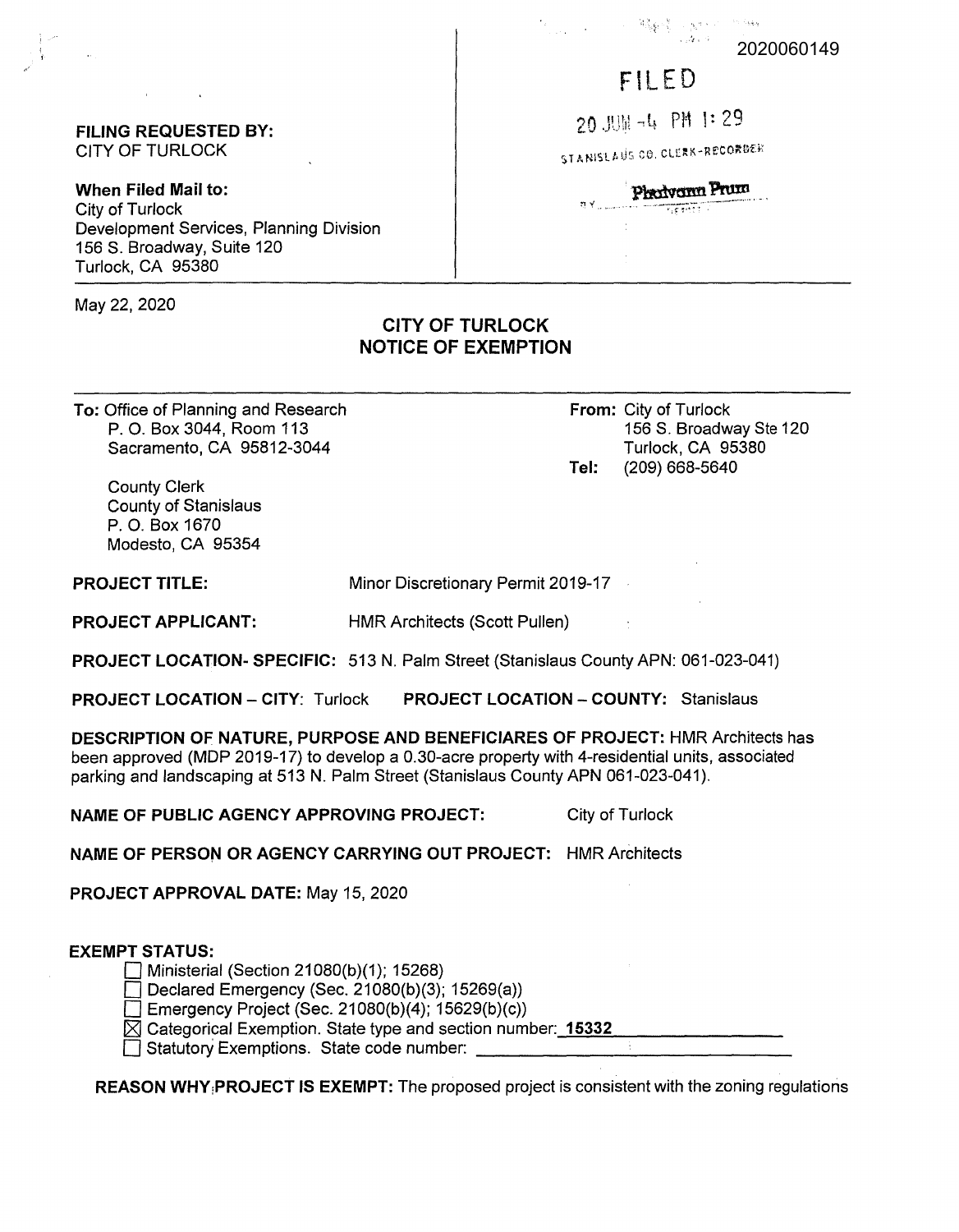**FILING REQUESTED BY:**
CITY OF TURLOCK

**When Filed Mail to:**
City of Turlock
Development Services, Planning Division
156 S. Broadway, Suite 120
Turlock, CA 95380

2020060149

FILED

20 JUN -4 PM 1:29

STANISLAUS CO. CLERK-RECORDER

BY Phadvann Prum

May 22, 2020

## CITY OF TURLOCK
## NOTICE OF EXEMPTION

**To:** Office of Planning and Research
P. O. Box 3044, Room 113
Sacramento, CA 95812-3044

County Clerk
County of Stanislaus
P. O. Box 1670
Modesto, CA 95354

**From:** City of Turlock
156 S. Broadway Ste 120
Turlock, CA 95380
**Tel:** (209) 668-5640

**PROJECT TITLE:** Minor Discretionary Permit 2019-17

**PROJECT APPLICANT:** HMR Architects (Scott Pullen)

**PROJECT LOCATION- SPECIFIC:** 513 N. Palm Street (Stanislaus County APN: 061-023-041)

**PROJECT LOCATION – CITY:** Turlock **PROJECT LOCATION – COUNTY:** Stanislaus

**DESCRIPTION OF NATURE, PURPOSE AND BENEFICIARES OF PROJECT:** HMR Architects has been approved (MDP 2019-17) to develop a 0.30-acre property with 4-residential units, associated parking and landscaping at 513 N. Palm Street (Stanislaus County APN 061-023-041).

**NAME OF PUBLIC AGENCY APPROVING PROJECT:** City of Turlock

**NAME OF PERSON OR AGENCY CARRYING OUT PROJECT:** HMR Architects

**PROJECT APPROVAL DATE:** May 15, 2020

**EXEMPT STATUS:**

- ☐ Ministerial (Section 21080(b)(1); 15268)
- ☐ Declared Emergency (Sec. 21080(b)(3); 15269(a))
- ☐ Emergency Project (Sec. 21080(b)(4); 15629(b)(c))
- ☒ Categorical Exemption. State type and section number: **15332**
- ☐ Statutory Exemptions. State code number: ______

**REASON WHY PROJECT IS EXEMPT:** The proposed project is consistent with the zoning regulations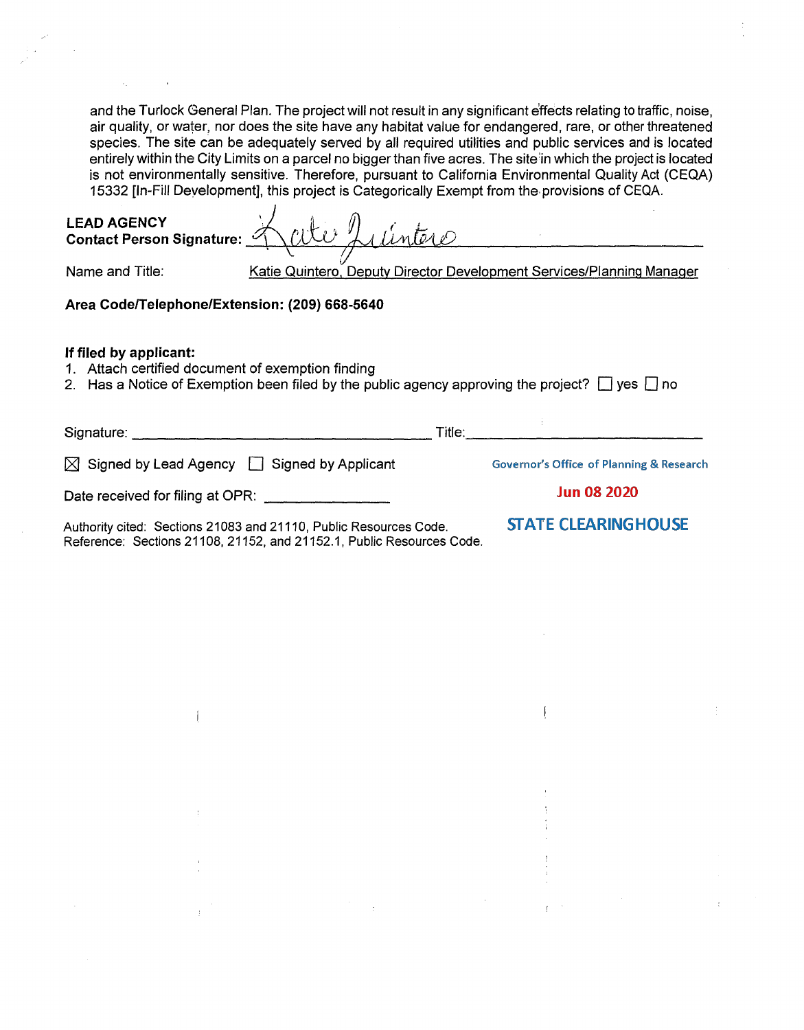and the Turlock General Plan. The project will not result in any significant effects relating to traffic, noise, air quality, or water, nor does the site have any habitat value for endangered, rare, or other threatened species. The site can be adequately served by all required utilities and public services and is located entirely within the City Limits on a parcel no bigger than five acres. The site in which the project is located is not environmentally sensitive. Therefore, pursuant to California Environmental Quality Act (CEQA) 15332 [In-Fill Development], this project is Categorically Exempt from the provisions of CEQA.

**LEAD AGENCY**
**Contact Person Signature:** Katie Quintero

Name and Title: Katie Quintero, Deputy Director Development Services/Planning Manager

**Area Code/Telephone/Extension: (209) 668-5640**

**If filed by applicant:**

1. Attach certified document of exemption finding
2. Has a Notice of Exemption been filed by the public agency approving the project? ☐ yes ☐ no

Signature: ______________________ Title: ______________________

☒ Signed by Lead Agency ☐ Signed by Applicant

Date received for filing at OPR: ______________

Governor's Office of Planning & Research

Jun 08 2020

STATE CLEARINGHOUSE

Authority cited: Sections 21083 and 21110, Public Resources Code.
Reference: Sections 21108, 21152, and 21152.1, Public Resources Code.